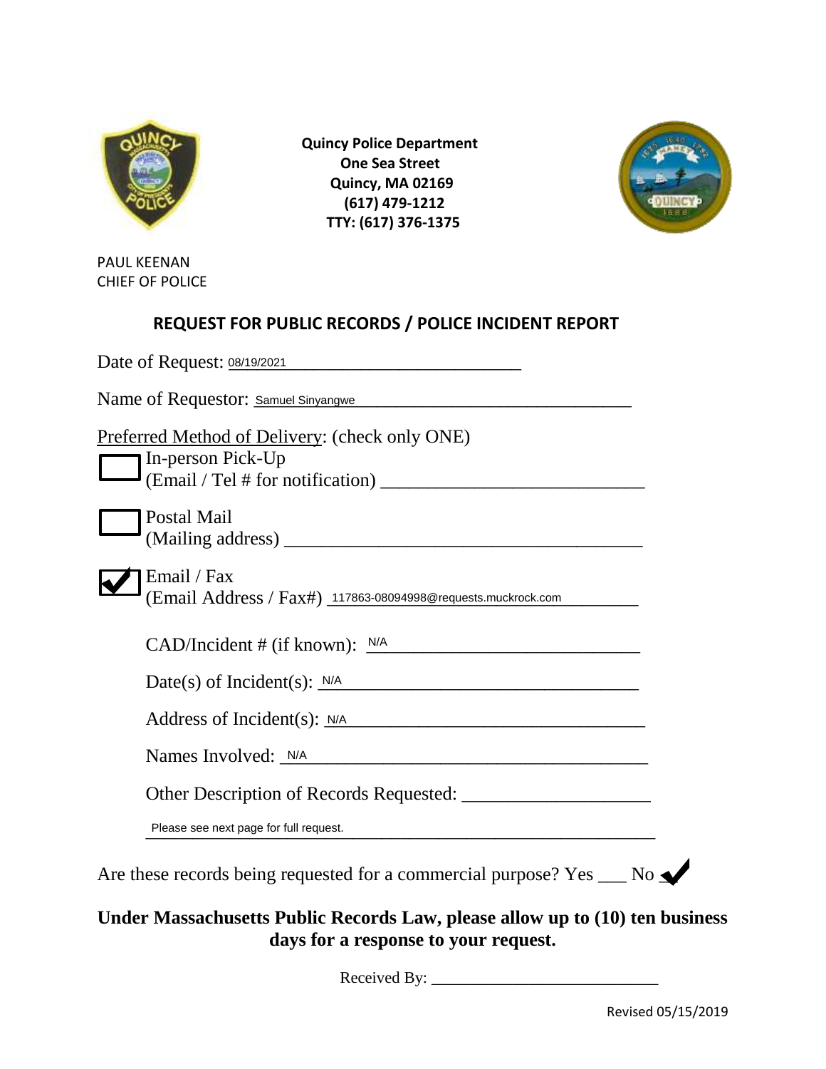**Quincy Police Department**
**One Sea Street**
**Quincy, MA 02169**
**(617) 479-1212**
**TTY: (617) 376-1375**

PAUL KEENAN
CHIEF OF POLICE

## REQUEST FOR PUBLIC RECORDS / POLICE INCIDENT REPORT

Date of Request: 08/19/2021

Name of Requestor: Samuel Sinyangwe

Preferred Method of Delivery: (check only ONE)

- [ ] In-person Pick-Up
  (Email / Tel # for notification) ______________________________
- [ ] Postal Mail
  (Mailing address) ______________________________
- [x] Email / Fax
  (Email Address / Fax#) 117863-08094998@requests.muckrock.com

CAD/Incident # (if known): N/A

Date(s) of Incident(s): N/A

Address of Incident(s): N/A

Names Involved: N/A

Other Description of Records Requested: ______________________________

Please see next page for full request.

Are these records being requested for a commercial purpose? Yes ___ No ✔

**Under Massachusetts Public Records Law, please allow up to (10) ten business days for a response to your request.**

Received By: ______________________________

Revised 05/15/2019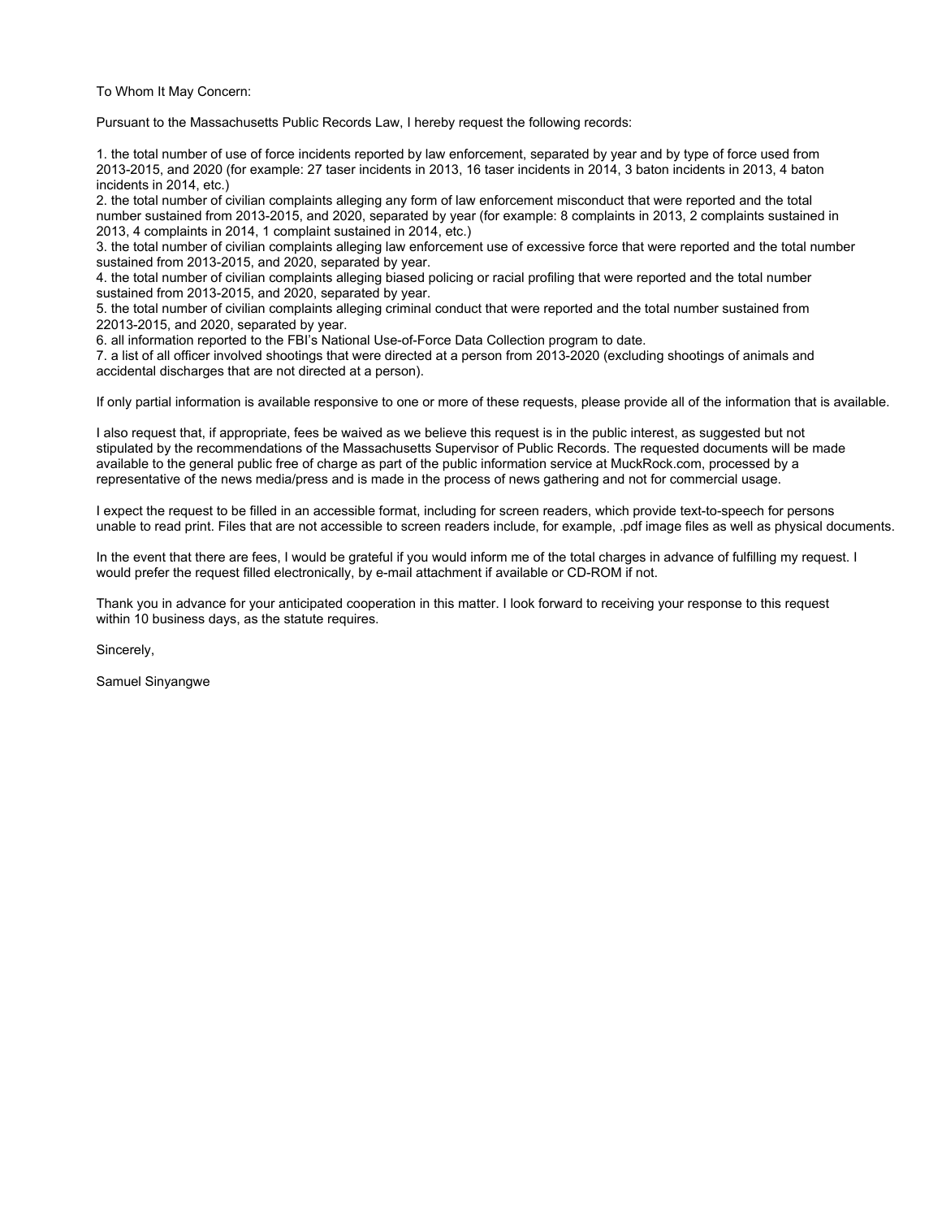To Whom It May Concern:

Pursuant to the Massachusetts Public Records Law, I hereby request the following records:

1. the total number of use of force incidents reported by law enforcement, separated by year and by type of force used from 2013-2015, and 2020 (for example: 27 taser incidents in 2013, 16 taser incidents in 2014, 3 baton incidents in 2013, 4 baton incidents in 2014, etc.)
2. the total number of civilian complaints alleging any form of law enforcement misconduct that were reported and the total number sustained from 2013-2015, and 2020, separated by year (for example: 8 complaints in 2013, 2 complaints sustained in 2013, 4 complaints in 2014, 1 complaint sustained in 2014, etc.)
3. the total number of civilian complaints alleging law enforcement use of excessive force that were reported and the total number sustained from 2013-2015, and 2020, separated by year.
4. the total number of civilian complaints alleging biased policing or racial profiling that were reported and the total number sustained from 2013-2015, and 2020, separated by year.
5. the total number of civilian complaints alleging criminal conduct that were reported and the total number sustained from 22013-2015, and 2020, separated by year.
6. all information reported to the FBI's National Use-of-Force Data Collection program to date.
7. a list of all officer involved shootings that were directed at a person from 2013-2020 (excluding shootings of animals and accidental discharges that are not directed at a person).

If only partial information is available responsive to one or more of these requests, please provide all of the information that is available.

I also request that, if appropriate, fees be waived as we believe this request is in the public interest, as suggested but not stipulated by the recommendations of the Massachusetts Supervisor of Public Records. The requested documents will be made available to the general public free of charge as part of the public information service at MuckRock.com, processed by a representative of the news media/press and is made in the process of news gathering and not for commercial usage.

I expect the request to be filled in an accessible format, including for screen readers, which provide text-to-speech for persons unable to read print. Files that are not accessible to screen readers include, for example, .pdf image files as well as physical documents.

In the event that there are fees, I would be grateful if you would inform me of the total charges in advance of fulfilling my request. I would prefer the request filled electronically, by e-mail attachment if available or CD-ROM if not.

Thank you in advance for your anticipated cooperation in this matter. I look forward to receiving your response to this request within 10 business days, as the statute requires.

Sincerely,

Samuel Sinyangwe